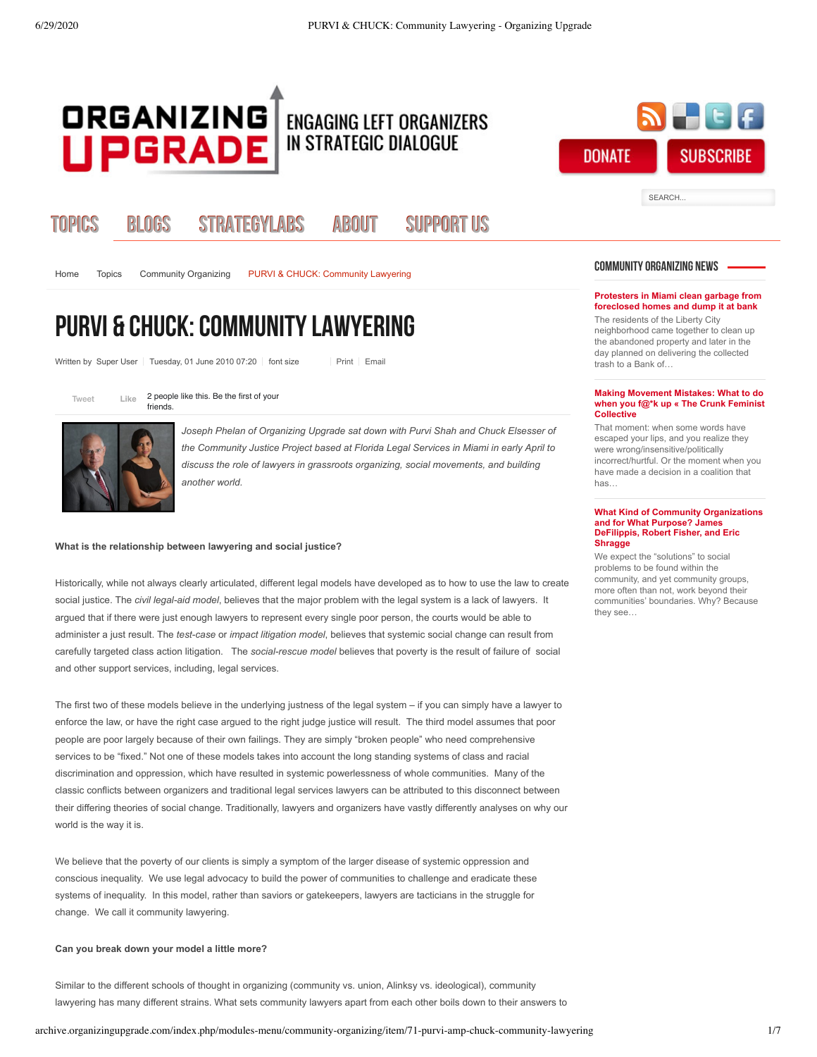# PURVI & CHUCK: COMMUNITY LAWYERING

Written by Super User | Tuesday, 01 June 2010 07:20 | font size | Print | Email

*Joseph Phelan of Organizing Upgrade sat down with Purvi Shah and Chuck Elsesser of the Community Justice Project based at Florida Legal Services in Miami in early April to discuss the role of lawyers in grassroots organizing, social movements, and building another world.*

**What is the relationship between lawyering and social justice?**

Historically, while not always clearly articulated, different legal models have developed as to how to use the law to create social justice. The *civil legal-aid model*, believes that the major problem with the legal system is a lack of lawyers. It argued that if there were just enough lawyers to represent every single poor person, the courts would be able to administer a just result. The *test-case* or *impact litigation model*, believes that systemic social change can result from carefully targeted class action litigation. The *social-rescue model* believes that poverty is the result of failure of social and other support services, including, legal services.

The first two of these models believe in the underlying justness of the legal system – if you can simply have a lawyer to enforce the law, or have the right case argued to the right judge justice will result. The third model assumes that poor people are poor largely because of their own failings. They are simply "broken people" who need comprehensive services to be "fixed." Not one of these models takes into account the long standing systems of class and racial discrimination and oppression, which have resulted in systemic powerlessness of whole communities. Many of the classic conflicts between organizers and traditional legal services lawyers can be attributed to this disconnect between their differing theories of social change. Traditionally, lawyers and organizers have vastly differently analyses on why our world is the way it is.

We believe that the poverty of our clients is simply a symptom of the larger disease of systemic oppression and conscious inequality. We use legal advocacy to build the power of communities to challenge and eradicate these systems of inequality. In this model, rather than saviors or gatekeepers, lawyers are tacticians in the struggle for change. We call it community lawyering.

**Can you break down your model a little more?**

Similar to the different schools of thought in organizing (community vs. union, Alinksy vs. ideological), community lawyering has many different strains. What sets community lawyers apart from each other boils down to their answers to

## COMMUNITY ORGANIZING NEWS

**Protesters in Miami clean garbage from foreclosed homes and dump it at bank**

The residents of the Liberty City neighborhood came together to clean up the abandoned property and later in the day planned on delivering the collected trash to a Bank of…

**Making Movement Mistakes: What to do when you f@*k up « The Crunk Feminist Collective**

That moment: when some words have escaped your lips, and you realize they were wrong/insensitive/politically incorrect/hurtful. Or the moment when you have made a decision in a coalition that has…

**What Kind of Community Organizations and for What Purpose? James DeFilippis, Robert Fisher, and Eric Shragge**

We expect the "solutions" to social problems to be found within the community, and yet community groups, more often than not, work beyond their communities' boundaries. Why? Because they see…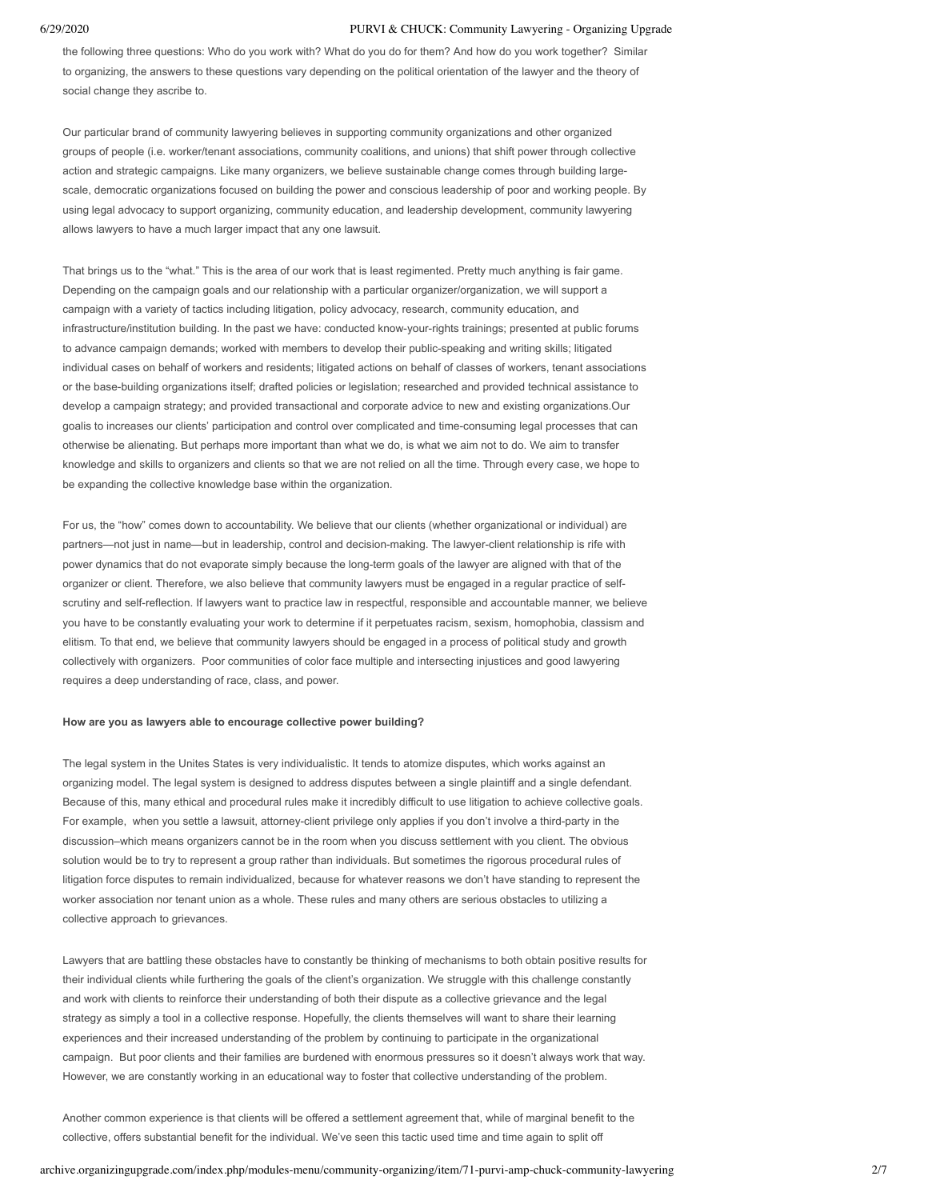the following three questions: Who do you work with? What do you do for them? And how do you work together? Similar to organizing, the answers to these questions vary depending on the political orientation of the lawyer and the theory of social change they ascribe to.

Our particular brand of community lawyering believes in supporting community organizations and other organized groups of people (i.e. worker/tenant associations, community coalitions, and unions) that shift power through collective action and strategic campaigns. Like many organizers, we believe sustainable change comes through building large-scale, democratic organizations focused on building the power and conscious leadership of poor and working people. By using legal advocacy to support organizing, community education, and leadership development, community lawyering allows lawyers to have a much larger impact that any one lawsuit.

That brings us to the "what." This is the area of our work that is least regimented. Pretty much anything is fair game. Depending on the campaign goals and our relationship with a particular organizer/organization, we will support a campaign with a variety of tactics including litigation, policy advocacy, research, community education, and infrastructure/institution building. In the past we have: conducted know-your-rights trainings; presented at public forums to advance campaign demands; worked with members to develop their public-speaking and writing skills; litigated individual cases on behalf of workers and residents; litigated actions on behalf of classes of workers, tenant associations or the base-building organizations itself; drafted policies or legislation; researched and provided technical assistance to develop a campaign strategy; and provided transactional and corporate advice to new and existing organizations.Our goalis to increases our clients' participation and control over complicated and time-consuming legal processes that can otherwise be alienating. But perhaps more important than what we do, is what we aim not to do. We aim to transfer knowledge and skills to organizers and clients so that we are not relied on all the time. Through every case, we hope to be expanding the collective knowledge base within the organization.

For us, the "how" comes down to accountability. We believe that our clients (whether organizational or individual) are partners—not just in name—but in leadership, control and decision-making. The lawyer-client relationship is rife with power dynamics that do not evaporate simply because the long-term goals of the lawyer are aligned with that of the organizer or client. Therefore, we also believe that community lawyers must be engaged in a regular practice of self-scrutiny and self-reflection. If lawyers want to practice law in respectful, responsible and accountable manner, we believe you have to be constantly evaluating your work to determine if it perpetuates racism, sexism, homophobia, classism and elitism. To that end, we believe that community lawyers should be engaged in a process of political study and growth collectively with organizers. Poor communities of color face multiple and intersecting injustices and good lawyering requires a deep understanding of race, class, and power.

**How are you as lawyers able to encourage collective power building?**

The legal system in the Unites States is very individualistic. It tends to atomize disputes, which works against an organizing model. The legal system is designed to address disputes between a single plaintiff and a single defendant. Because of this, many ethical and procedural rules make it incredibly difficult to use litigation to achieve collective goals. For example, when you settle a lawsuit, attorney-client privilege only applies if you don't involve a third-party in the discussion–which means organizers cannot be in the room when you discuss settlement with you client. The obvious solution would be to try to represent a group rather than individuals. But sometimes the rigorous procedural rules of litigation force disputes to remain individualized, because for whatever reasons we don't have standing to represent the worker association nor tenant union as a whole. These rules and many others are serious obstacles to utilizing a collective approach to grievances.

Lawyers that are battling these obstacles have to constantly be thinking of mechanisms to both obtain positive results for their individual clients while furthering the goals of the client's organization. We struggle with this challenge constantly and work with clients to reinforce their understanding of both their dispute as a collective grievance and the legal strategy as simply a tool in a collective response. Hopefully, the clients themselves will want to share their learning experiences and their increased understanding of the problem by continuing to participate in the organizational campaign. But poor clients and their families are burdened with enormous pressures so it doesn't always work that way. However, we are constantly working in an educational way to foster that collective understanding of the problem.

Another common experience is that clients will be offered a settlement agreement that, while of marginal benefit to the collective, offers substantial benefit for the individual. We've seen this tactic used time and time again to split off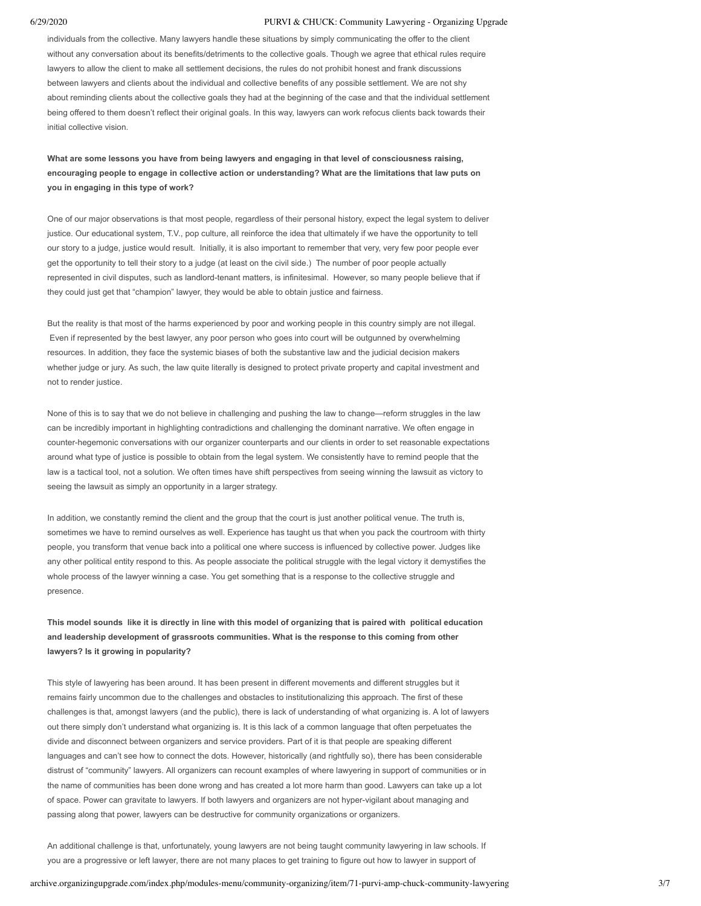individuals from the collective. Many lawyers handle these situations by simply communicating the offer to the client without any conversation about its benefits/detriments to the collective goals. Though we agree that ethical rules require lawyers to allow the client to make all settlement decisions, the rules do not prohibit honest and frank discussions between lawyers and clients about the individual and collective benefits of any possible settlement. We are not shy about reminding clients about the collective goals they had at the beginning of the case and that the individual settlement being offered to them doesn't reflect their original goals. In this way, lawyers can work refocus clients back towards their initial collective vision.

**What are some lessons you have from being lawyers and engaging in that level of consciousness raising, encouraging people to engage in collective action or understanding? What are the limitations that law puts on you in engaging in this type of work?**

One of our major observations is that most people, regardless of their personal history, expect the legal system to deliver justice. Our educational system, T.V., pop culture, all reinforce the idea that ultimately if we have the opportunity to tell our story to a judge, justice would result. Initially, it is also important to remember that very, very few poor people ever get the opportunity to tell their story to a judge (at least on the civil side.) The number of poor people actually represented in civil disputes, such as landlord-tenant matters, is infinitesimal. However, so many people believe that if they could just get that "champion" lawyer, they would be able to obtain justice and fairness.

But the reality is that most of the harms experienced by poor and working people in this country simply are not illegal. Even if represented by the best lawyer, any poor person who goes into court will be outgunned by overwhelming resources. In addition, they face the systemic biases of both the substantive law and the judicial decision makers whether judge or jury. As such, the law quite literally is designed to protect private property and capital investment and not to render justice.

None of this is to say that we do not believe in challenging and pushing the law to change—reform struggles in the law can be incredibly important in highlighting contradictions and challenging the dominant narrative. We often engage in counter-hegemonic conversations with our organizer counterparts and our clients in order to set reasonable expectations around what type of justice is possible to obtain from the legal system. We consistently have to remind people that the law is a tactical tool, not a solution. We often times have shift perspectives from seeing winning the lawsuit as victory to seeing the lawsuit as simply an opportunity in a larger strategy.

In addition, we constantly remind the client and the group that the court is just another political venue. The truth is, sometimes we have to remind ourselves as well. Experience has taught us that when you pack the courtroom with thirty people, you transform that venue back into a political one where success is influenced by collective power. Judges like any other political entity respond to this. As people associate the political struggle with the legal victory it demystifies the whole process of the lawyer winning a case. You get something that is a response to the collective struggle and presence.

**This model sounds like it is directly in line with this model of organizing that is paired with political education and leadership development of grassroots communities. What is the response to this coming from other lawyers? Is it growing in popularity?**

This style of lawyering has been around. It has been present in different movements and different struggles but it remains fairly uncommon due to the challenges and obstacles to institutionalizing this approach. The first of these challenges is that, amongst lawyers (and the public), there is lack of understanding of what organizing is. A lot of lawyers out there simply don't understand what organizing is. It is this lack of a common language that often perpetuates the divide and disconnect between organizers and service providers. Part of it is that people are speaking different languages and can't see how to connect the dots. However, historically (and rightfully so), there has been considerable distrust of "community" lawyers. All organizers can recount examples of where lawyering in support of communities or in the name of communities has been done wrong and has created a lot more harm than good. Lawyers can take up a lot of space. Power can gravitate to lawyers. If both lawyers and organizers are not hyper-vigilant about managing and passing along that power, lawyers can be destructive for community organizations or organizers.

An additional challenge is that, unfortunately, young lawyers are not being taught community lawyering in law schools. If you are a progressive or left lawyer, there are not many places to get training to figure out how to lawyer in support of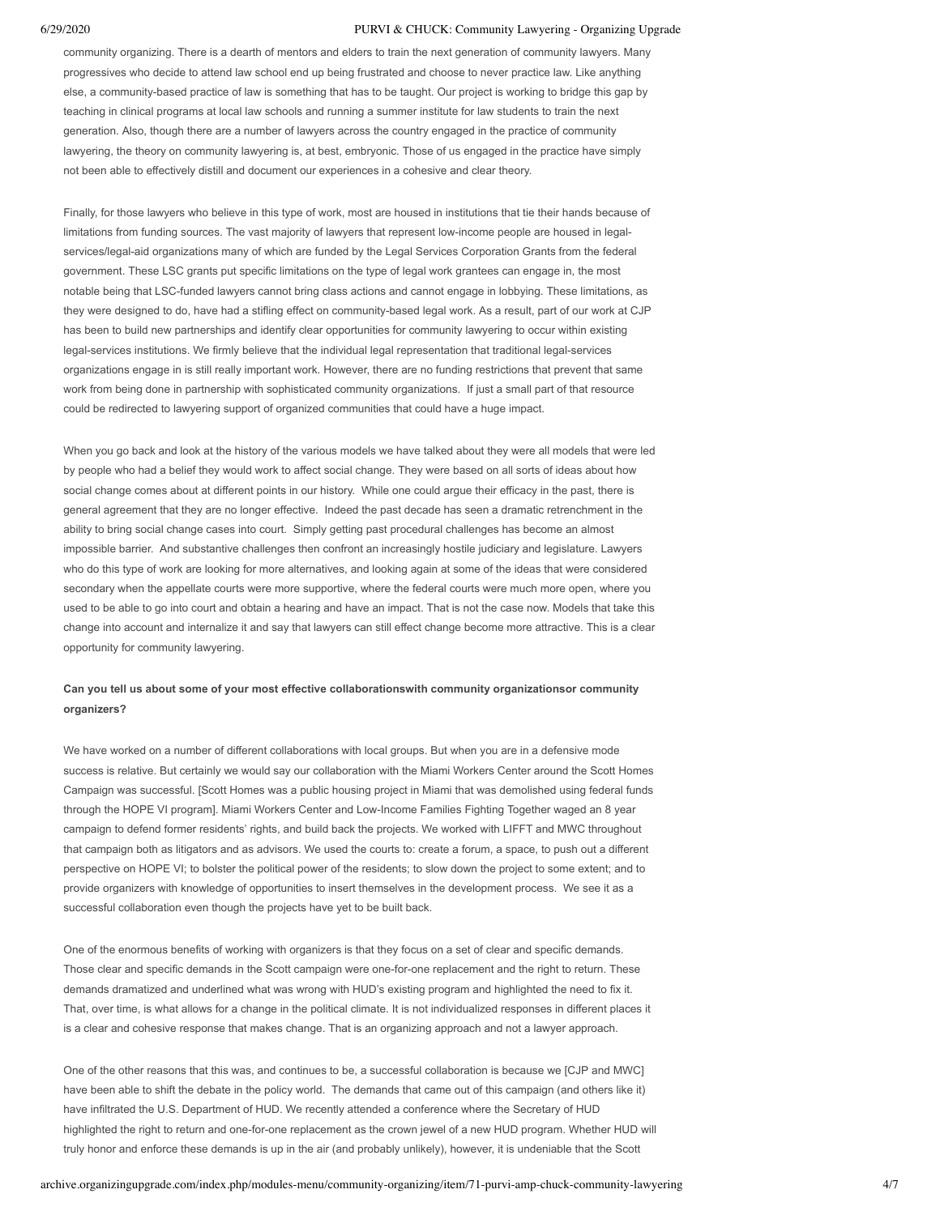community organizing. There is a dearth of mentors and elders to train the next generation of community lawyers. Many progressives who decide to attend law school end up being frustrated and choose to never practice law. Like anything else, a community-based practice of law is something that has to be taught. Our project is working to bridge this gap by teaching in clinical programs at local law schools and running a summer institute for law students to train the next generation. Also, though there are a number of lawyers across the country engaged in the practice of community lawyering, the theory on community lawyering is, at best, embryonic. Those of us engaged in the practice have simply not been able to effectively distill and document our experiences in a cohesive and clear theory.

Finally, for those lawyers who believe in this type of work, most are housed in institutions that tie their hands because of limitations from funding sources. The vast majority of lawyers that represent low-income people are housed in legal-services/legal-aid organizations many of which are funded by the Legal Services Corporation Grants from the federal government. These LSC grants put specific limitations on the type of legal work grantees can engage in, the most notable being that LSC-funded lawyers cannot bring class actions and cannot engage in lobbying. These limitations, as they were designed to do, have had a stifling effect on community-based legal work. As a result, part of our work at CJP has been to build new partnerships and identify clear opportunities for community lawyering to occur within existing legal-services institutions. We firmly believe that the individual legal representation that traditional legal-services organizations engage in is still really important work. However, there are no funding restrictions that prevent that same work from being done in partnership with sophisticated community organizations. If just a small part of that resource could be redirected to lawyering support of organized communities that could have a huge impact.

When you go back and look at the history of the various models we have talked about they were all models that were led by people who had a belief they would work to affect social change. They were based on all sorts of ideas about how social change comes about at different points in our history. While one could argue their efficacy in the past, there is general agreement that they are no longer effective. Indeed the past decade has seen a dramatic retrenchment in the ability to bring social change cases into court. Simply getting past procedural challenges has become an almost impossible barrier. And substantive challenges then confront an increasingly hostile judiciary and legislature. Lawyers who do this type of work are looking for more alternatives, and looking again at some of the ideas that were considered secondary when the appellate courts were more supportive, where the federal courts were much more open, where you used to be able to go into court and obtain a hearing and have an impact. That is not the case now. Models that take this change into account and internalize it and say that lawyers can still effect change become more attractive. This is a clear opportunity for community lawyering.

**Can you tell us about some of your most effective collaborationswith community organizationsor community organizers?**

We have worked on a number of different collaborations with local groups. But when you are in a defensive mode success is relative. But certainly we would say our collaboration with the Miami Workers Center around the Scott Homes Campaign was successful. [Scott Homes was a public housing project in Miami that was demolished using federal funds through the HOPE VI program]. Miami Workers Center and Low-Income Families Fighting Together waged an 8 year campaign to defend former residents' rights, and build back the projects. We worked with LIFFT and MWC throughout that campaign both as litigators and as advisors. We used the courts to: create a forum, a space, to push out a different perspective on HOPE VI; to bolster the political power of the residents; to slow down the project to some extent; and to provide organizers with knowledge of opportunities to insert themselves in the development process. We see it as a successful collaboration even though the projects have yet to be built back.

One of the enormous benefits of working with organizers is that they focus on a set of clear and specific demands. Those clear and specific demands in the Scott campaign were one-for-one replacement and the right to return. These demands dramatized and underlined what was wrong with HUD's existing program and highlighted the need to fix it. That, over time, is what allows for a change in the political climate. It is not individualized responses in different places it is a clear and cohesive response that makes change. That is an organizing approach and not a lawyer approach.

One of the other reasons that this was, and continues to be, a successful collaboration is because we [CJP and MWC] have been able to shift the debate in the policy world. The demands that came out of this campaign (and others like it) have infiltrated the U.S. Department of HUD. We recently attended a conference where the Secretary of HUD highlighted the right to return and one-for-one replacement as the crown jewel of a new HUD program. Whether HUD will truly honor and enforce these demands is up in the air (and probably unlikely), however, it is undeniable that the Scott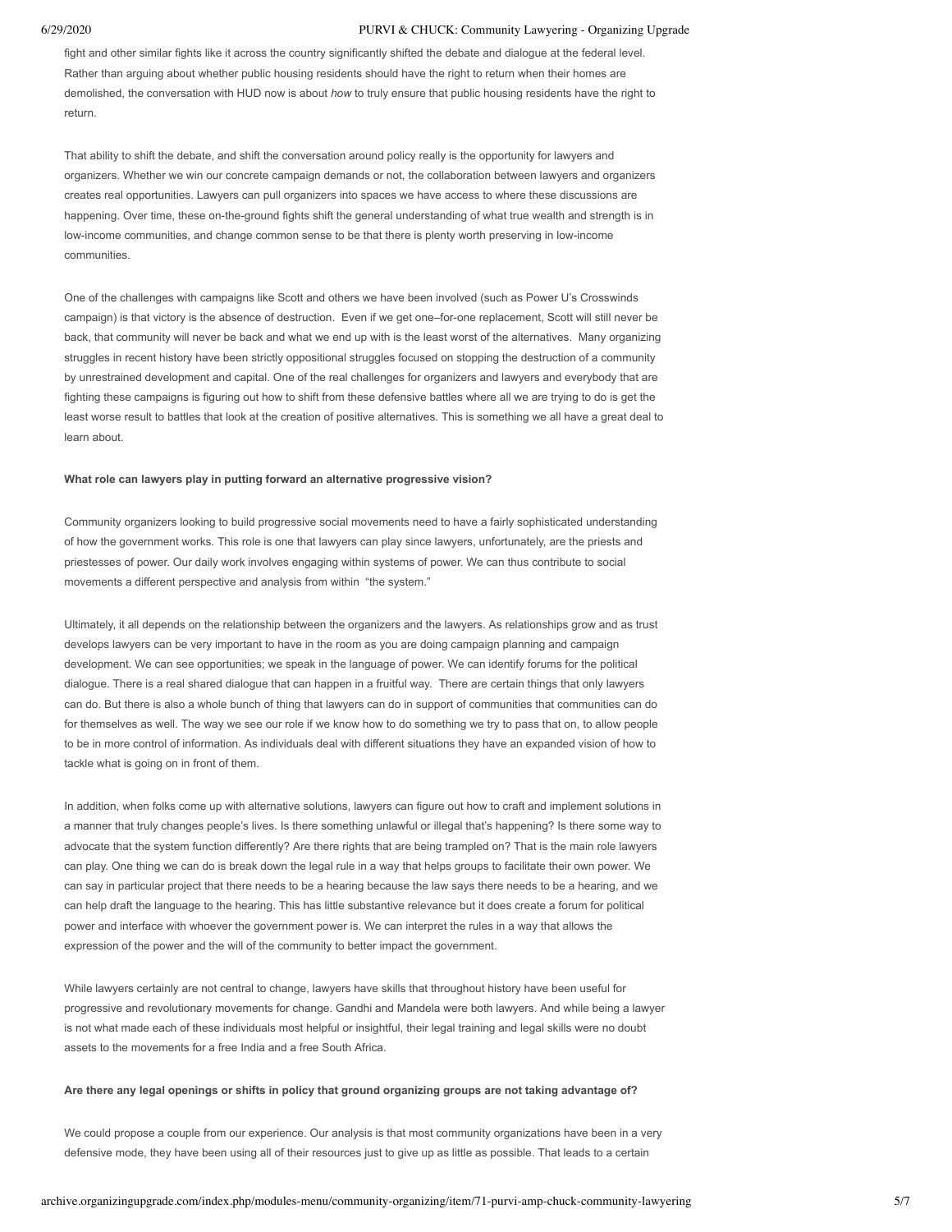fight and other similar fights like it across the country significantly shifted the debate and dialogue at the federal level. Rather than arguing about whether public housing residents should have the right to return when their homes are demolished, the conversation with HUD now is about *how* to truly ensure that public housing residents have the right to return.

That ability to shift the debate, and shift the conversation around policy really is the opportunity for lawyers and organizers. Whether we win our concrete campaign demands or not, the collaboration between lawyers and organizers creates real opportunities. Lawyers can pull organizers into spaces we have access to where these discussions are happening. Over time, these on-the-ground fights shift the general understanding of what true wealth and strength is in low-income communities, and change common sense to be that there is plenty worth preserving in low-income communities.

One of the challenges with campaigns like Scott and others we have been involved (such as Power U's Crosswinds campaign) is that victory is the absence of destruction. Even if we get one–for-one replacement, Scott will still never be back, that community will never be back and what we end up with is the least worst of the alternatives. Many organizing struggles in recent history have been strictly oppositional struggles focused on stopping the destruction of a community by unrestrained development and capital. One of the real challenges for organizers and lawyers and everybody that are fighting these campaigns is figuring out how to shift from these defensive battles where all we are trying to do is get the least worse result to battles that look at the creation of positive alternatives. This is something we all have a great deal to learn about.

**What role can lawyers play in putting forward an alternative progressive vision?**

Community organizers looking to build progressive social movements need to have a fairly sophisticated understanding of how the government works. This role is one that lawyers can play since lawyers, unfortunately, are the priests and priestesses of power. Our daily work involves engaging within systems of power. We can thus contribute to social movements a different perspective and analysis from within "the system."

Ultimately, it all depends on the relationship between the organizers and the lawyers. As relationships grow and as trust develops lawyers can be very important to have in the room as you are doing campaign planning and campaign development. We can see opportunities; we speak in the language of power. We can identify forums for the political dialogue. There is a real shared dialogue that can happen in a fruitful way. There are certain things that only lawyers can do. But there is also a whole bunch of thing that lawyers can do in support of communities that communities can do for themselves as well. The way we see our role if we know how to do something we try to pass that on, to allow people to be in more control of information. As individuals deal with different situations they have an expanded vision of how to tackle what is going on in front of them.

In addition, when folks come up with alternative solutions, lawyers can figure out how to craft and implement solutions in a manner that truly changes people's lives. Is there something unlawful or illegal that's happening? Is there some way to advocate that the system function differently? Are there rights that are being trampled on? That is the main role lawyers can play. One thing we can do is break down the legal rule in a way that helps groups to facilitate their own power. We can say in particular project that there needs to be a hearing because the law says there needs to be a hearing, and we can help draft the language to the hearing. This has little substantive relevance but it does create a forum for political power and interface with whoever the government power is. We can interpret the rules in a way that allows the expression of the power and the will of the community to better impact the government.

While lawyers certainly are not central to change, lawyers have skills that throughout history have been useful for progressive and revolutionary movements for change. Gandhi and Mandela were both lawyers. And while being a lawyer is not what made each of these individuals most helpful or insightful, their legal training and legal skills were no doubt assets to the movements for a free India and a free South Africa.

**Are there any legal openings or shifts in policy that ground organizing groups are not taking advantage of?**

We could propose a couple from our experience. Our analysis is that most community organizations have been in a very defensive mode, they have been using all of their resources just to give up as little as possible. That leads to a certain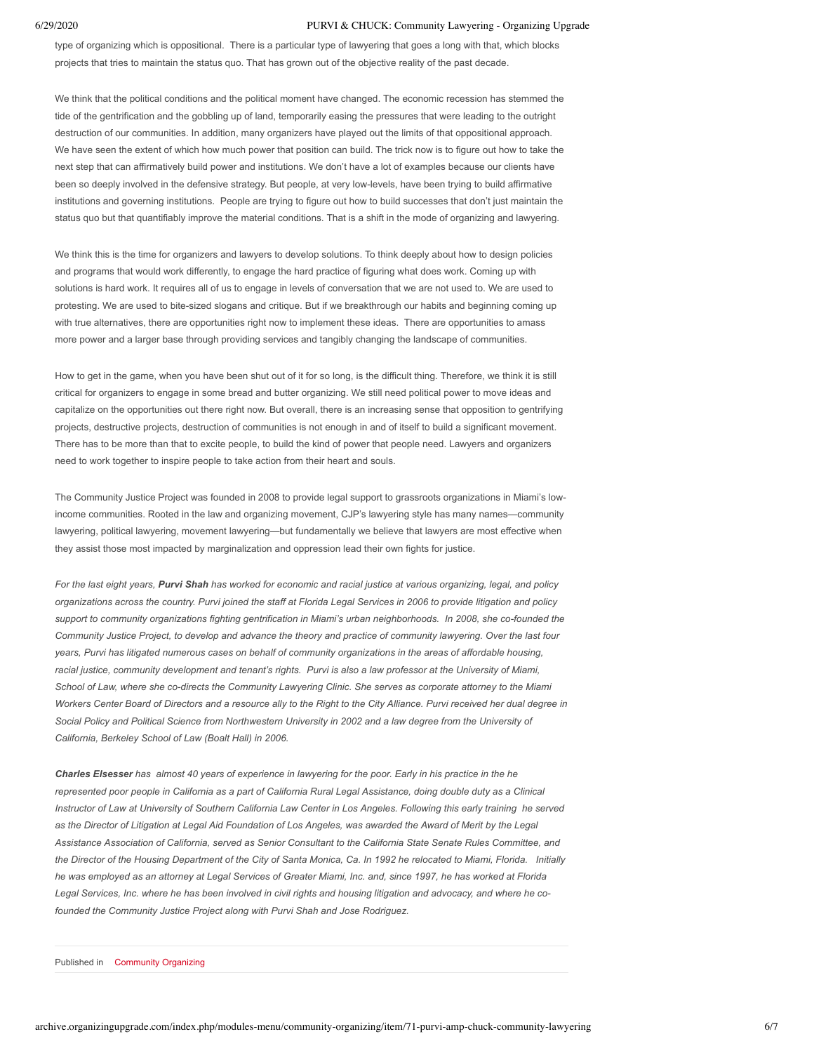type of organizing which is oppositional. There is a particular type of lawyering that goes a long with that, which blocks projects that tries to maintain the status quo. That has grown out of the objective reality of the past decade.

We think that the political conditions and the political moment have changed. The economic recession has stemmed the tide of the gentrification and the gobbling up of land, temporarily easing the pressures that were leading to the outright destruction of our communities. In addition, many organizers have played out the limits of that oppositional approach. We have seen the extent of which how much power that position can build. The trick now is to figure out how to take the next step that can affirmatively build power and institutions. We don't have a lot of examples because our clients have been so deeply involved in the defensive strategy. But people, at very low-levels, have been trying to build affirmative institutions and governing institutions. People are trying to figure out how to build successes that don't just maintain the status quo but that quantifiably improve the material conditions. That is a shift in the mode of organizing and lawyering.

We think this is the time for organizers and lawyers to develop solutions. To think deeply about how to design policies and programs that would work differently, to engage the hard practice of figuring what does work. Coming up with solutions is hard work. It requires all of us to engage in levels of conversation that we are not used to. We are used to protesting. We are used to bite-sized slogans and critique. But if we breakthrough our habits and beginning coming up with true alternatives, there are opportunities right now to implement these ideas. There are opportunities to amass more power and a larger base through providing services and tangibly changing the landscape of communities.

How to get in the game, when you have been shut out of it for so long, is the difficult thing. Therefore, we think it is still critical for organizers to engage in some bread and butter organizing. We still need political power to move ideas and capitalize on the opportunities out there right now. But overall, there is an increasing sense that opposition to gentrifying projects, destructive projects, destruction of communities is not enough in and of itself to build a significant movement. There has to be more than that to excite people, to build the kind of power that people need. Lawyers and organizers need to work together to inspire people to take action from their heart and souls.

The Community Justice Project was founded in 2008 to provide legal support to grassroots organizations in Miami's low-income communities. Rooted in the law and organizing movement, CJP's lawyering style has many names—community lawyering, political lawyering, movement lawyering—but fundamentally we believe that lawyers are most effective when they assist those most impacted by marginalization and oppression lead their own fights for justice.

*For the last eight years, **Purvi Shah** has worked for economic and racial justice at various organizing, legal, and policy organizations across the country. Purvi joined the staff at Florida Legal Services in 2006 to provide litigation and policy support to community organizations fighting gentrification in Miami's urban neighborhoods. In 2008, she co-founded the Community Justice Project, to develop and advance the theory and practice of community lawyering. Over the last four years, Purvi has litigated numerous cases on behalf of community organizations in the areas of affordable housing, racial justice, community development and tenant's rights. Purvi is also a law professor at the University of Miami, School of Law, where she co-directs the Community Lawyering Clinic. She serves as corporate attorney to the Miami Workers Center Board of Directors and a resource ally to the Right to the City Alliance. Purvi received her dual degree in Social Policy and Political Science from Northwestern University in 2002 and a law degree from the University of California, Berkeley School of Law (Boalt Hall) in 2006.*

***Charles Elsesser** has almost 40 years of experience in lawyering for the poor. Early in his practice in the he represented poor people in California as a part of California Rural Legal Assistance, doing double duty as a Clinical Instructor of Law at University of Southern California Law Center in Los Angeles. Following this early training he served as the Director of Litigation at Legal Aid Foundation of Los Angeles, was awarded the Award of Merit by the Legal Assistance Association of California, served as Senior Consultant to the California State Senate Rules Committee, and the Director of the Housing Department of the City of Santa Monica, Ca. In 1992 he relocated to Miami, Florida. Initially he was employed as an attorney at Legal Services of Greater Miami, Inc. and, since 1997, he has worked at Florida Legal Services, Inc. where he has been involved in civil rights and housing litigation and advocacy, and where he co-founded the Community Justice Project along with Purvi Shah and Jose Rodriguez.*

Published in Community Organizing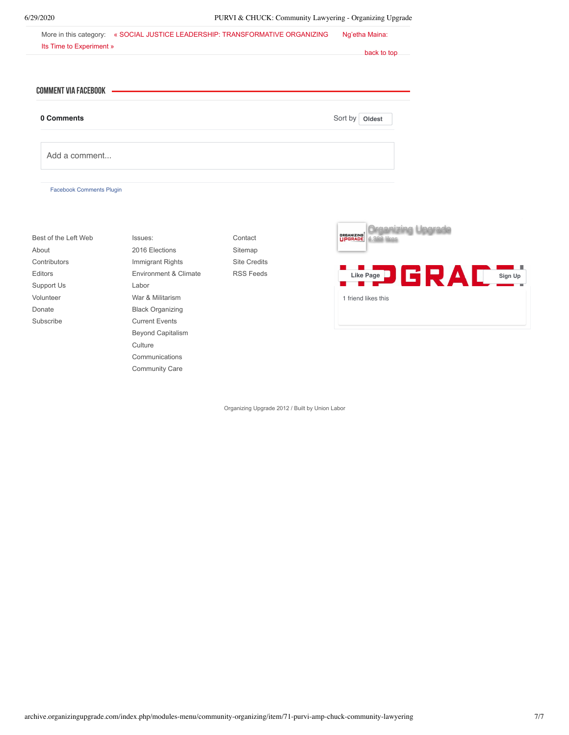More in this category: « SOCIAL JUSTICE LEADERSHIP: TRANSFORMATIVE ORGANIZING Ng'etha Maina: Its Time to Experiment »

back to top

## COMMENT VIA FACEBOOK

**0 Comments**

Sort by **Oldest**

Add a comment...

Facebook Comments Plugin

Best of the Left Web
About
Contributors
Editors
Support Us
Volunteer
Donate
Subscribe

Issues:
2016 Elections
Immigrant Rights
Environment & Climate
Labor
War & Militarism
Black Organizing
Current Events
Beyond Capitalism
Culture
Communications
Community Care

Contact
Sitemap
Site Credits
RSS Feeds

Organizing Upgrade

Like Page

Sign Up

1 friend likes this

Organizing Upgrade 2012 / Built by Union Labor